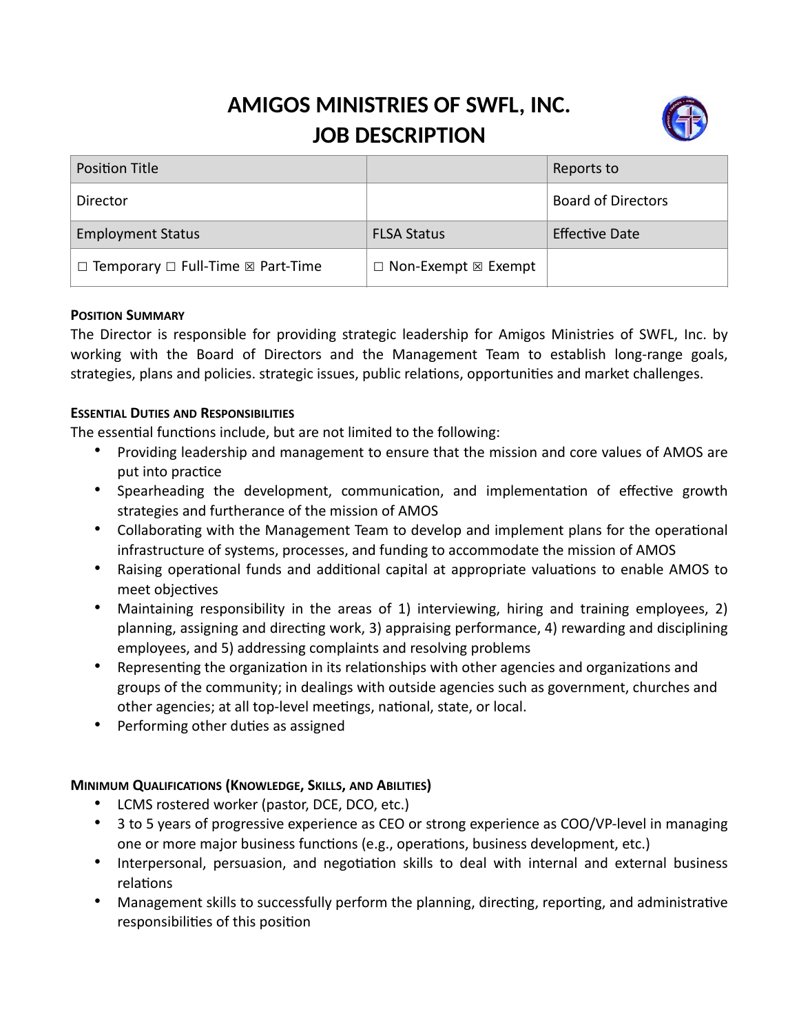# AMIGOS MINISTRIES OF SWFL, INC.
# JOB DESCRIPTION

| Position Title | | Reports to |
|---|---|---|
| Director | | Board of Directors |
| Employment Status | FLSA Status | Effective Date |
| ☐ Temporary ☐ Full-Time ☒ Part-Time | ☐ Non-Exempt ☒ Exempt | |

**POSITION SUMMARY**

The Director is responsible for providing strategic leadership for Amigos Ministries of SWFL, Inc. by working with the Board of Directors and the Management Team to establish long-range goals, strategies, plans and policies. strategic issues, public relations, opportunities and market challenges.

**ESSENTIAL DUTIES AND RESPONSIBILITIES**

The essential functions include, but are not limited to the following:

- Providing leadership and management to ensure that the mission and core values of AMOS are put into practice
- Spearheading the development, communication, and implementation of effective growth strategies and furtherance of the mission of AMOS
- Collaborating with the Management Team to develop and implement plans for the operational infrastructure of systems, processes, and funding to accommodate the mission of AMOS
- Raising operational funds and additional capital at appropriate valuations to enable AMOS to meet objectives
- Maintaining responsibility in the areas of 1) interviewing, hiring and training employees, 2) planning, assigning and directing work, 3) appraising performance, 4) rewarding and disciplining employees, and 5) addressing complaints and resolving problems
- Representing the organization in its relationships with other agencies and organizations and groups of the community; in dealings with outside agencies such as government, churches and other agencies; at all top-level meetings, national, state, or local.
- Performing other duties as assigned

**MINIMUM QUALIFICATIONS (KNOWLEDGE, SKILLS, AND ABILITIES)**

- LCMS rostered worker (pastor, DCE, DCO, etc.)
- 3 to 5 years of progressive experience as CEO or strong experience as COO/VP-level in managing one or more major business functions (e.g., operations, business development, etc.)
- Interpersonal, persuasion, and negotiation skills to deal with internal and external business relations
- Management skills to successfully perform the planning, directing, reporting, and administrative responsibilities of this position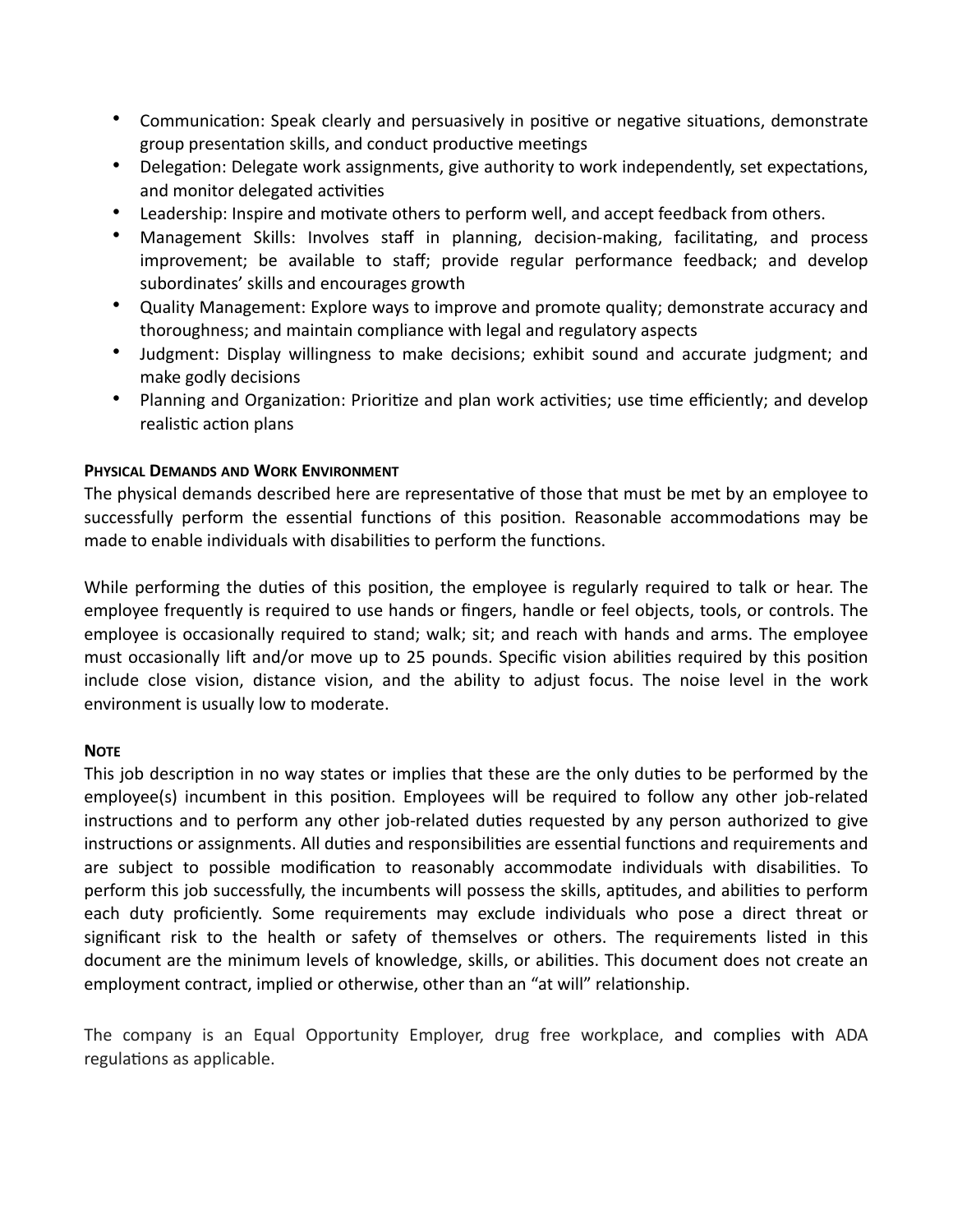- Communication: Speak clearly and persuasively in positive or negative situations, demonstrate group presentation skills, and conduct productive meetings
- Delegation: Delegate work assignments, give authority to work independently, set expectations, and monitor delegated activities
- Leadership: Inspire and motivate others to perform well, and accept feedback from others.
- Management Skills: Involves staff in planning, decision-making, facilitating, and process improvement; be available to staff; provide regular performance feedback; and develop subordinates' skills and encourages growth
- Quality Management: Explore ways to improve and promote quality; demonstrate accuracy and thoroughness; and maintain compliance with legal and regulatory aspects
- Judgment: Display willingness to make decisions; exhibit sound and accurate judgment; and make godly decisions
- Planning and Organization: Prioritize and plan work activities; use time efficiently; and develop realistic action plans

**PHYSICAL DEMANDS AND WORK ENVIRONMENT**

The physical demands described here are representative of those that must be met by an employee to successfully perform the essential functions of this position. Reasonable accommodations may be made to enable individuals with disabilities to perform the functions.

While performing the duties of this position, the employee is regularly required to talk or hear. The employee frequently is required to use hands or fingers, handle or feel objects, tools, or controls. The employee is occasionally required to stand; walk; sit; and reach with hands and arms. The employee must occasionally lift and/or move up to 25 pounds. Specific vision abilities required by this position include close vision, distance vision, and the ability to adjust focus. The noise level in the work environment is usually low to moderate.

**NOTE**

This job description in no way states or implies that these are the only duties to be performed by the employee(s) incumbent in this position. Employees will be required to follow any other job-related instructions and to perform any other job-related duties requested by any person authorized to give instructions or assignments. All duties and responsibilities are essential functions and requirements and are subject to possible modification to reasonably accommodate individuals with disabilities. To perform this job successfully, the incumbents will possess the skills, aptitudes, and abilities to perform each duty proficiently. Some requirements may exclude individuals who pose a direct threat or significant risk to the health or safety of themselves or others. The requirements listed in this document are the minimum levels of knowledge, skills, or abilities. This document does not create an employment contract, implied or otherwise, other than an "at will" relationship.

The company is an Equal Opportunity Employer, drug free workplace, and complies with ADA regulations as applicable.